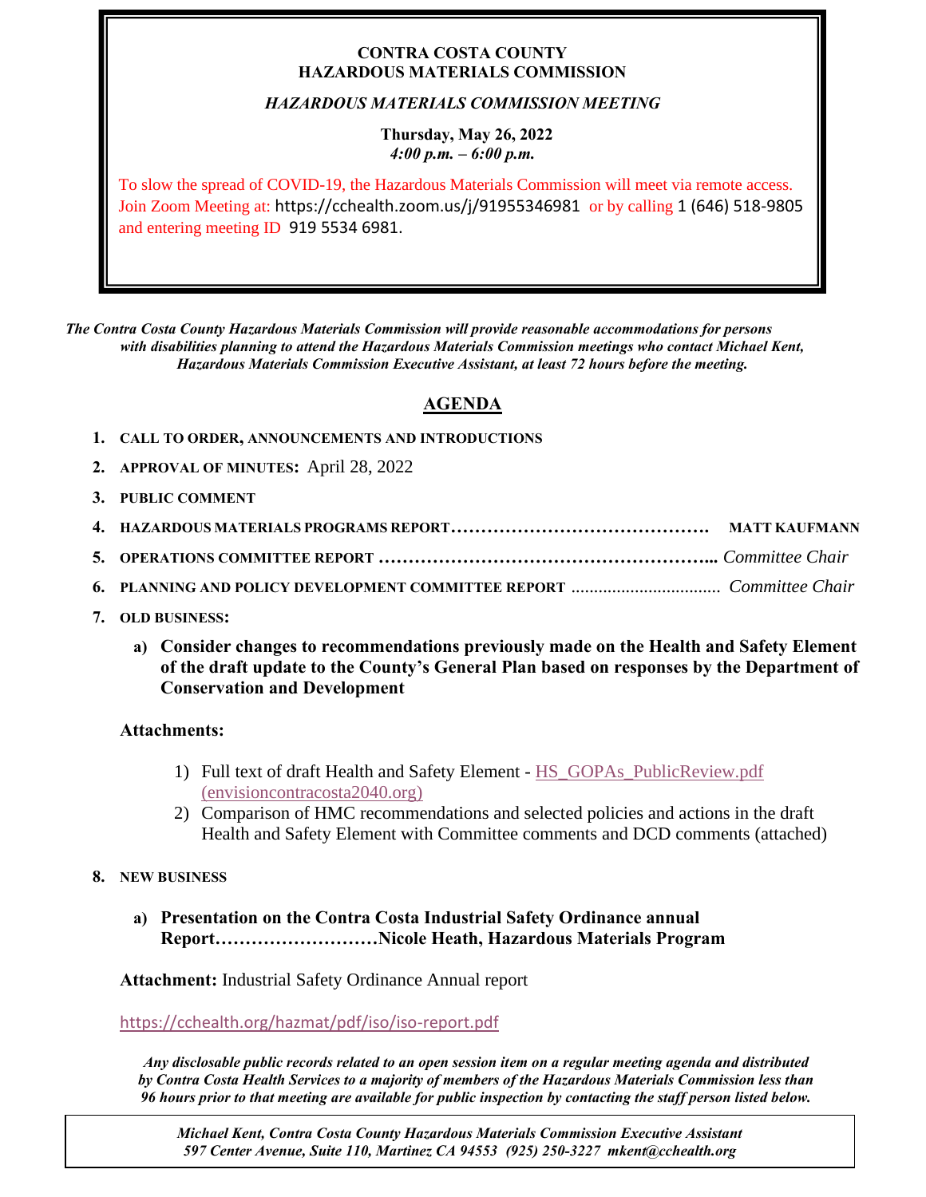**CONTRA COSTA COUNTY**
**HAZARDOUS MATERIALS COMMISSION**

***HAZARDOUS MATERIALS COMMISSION MEETING***

**Thursday, May 26, 2022**
***4:00 p.m. – 6:00 p.m.***

To slow the spread of COVID-19, the Hazardous Materials Commission will meet via remote access. Join Zoom Meeting at: https://cchealth.zoom.us/j/91955346981 or by calling 1 (646) 518-9805 and entering meeting ID 919 5534 6981.

***The Contra Costa County Hazardous Materials Commission will provide reasonable accommodations for persons with disabilities planning to attend the Hazardous Materials Commission meetings who contact Michael Kent, Hazardous Materials Commission Executive Assistant, at least 72 hours before the meeting.***

## AGENDA

1. **CALL TO ORDER, ANNOUNCEMENTS AND INTRODUCTIONS**
2. **APPROVAL OF MINUTES:** April 28, 2022
3. **PUBLIC COMMENT**
4. **HAZARDOUS MATERIALS PROGRAMS REPORT……………………………………. MATT KAUFMANN**
5. **OPERATIONS COMMITTEE REPORT ………………………………………………...** *Committee Chair*
6. **PLANNING AND POLICY DEVELOPMENT COMMITTEE REPORT** ................................ *Committee Chair*
7. **OLD BUSINESS:**
   a) **Consider changes to recommendations previously made on the Health and Safety Element of the draft update to the County's General Plan based on responses by the Department of Conservation and Development**

   **Attachments:**

   1) Full text of draft Health and Safety Element - HS_GOPAs_PublicReview.pdf (envisioncontracosta2040.org)
   2) Comparison of HMC recommendations and selected policies and actions in the draft Health and Safety Element with Committee comments and DCD comments (attached)

8. **NEW BUSINESS**
   a) **Presentation on the Contra Costa Industrial Safety Ordinance annual Report………………………Nicole Heath, Hazardous Materials Program**

   **Attachment:** Industrial Safety Ordinance Annual report

   https://cchealth.org/hazmat/pdf/iso/iso-report.pdf

***Any disclosable public records related to an open session item on a regular meeting agenda and distributed by Contra Costa Health Services to a majority of members of the Hazardous Materials Commission less than 96 hours prior to that meeting are available for public inspection by contacting the staff person listed below.***

***Michael Kent, Contra Costa County Hazardous Materials Commission Executive Assistant***
***597 Center Avenue, Suite 110, Martinez CA 94553 (925) 250-3227 mkent@cchealth.org***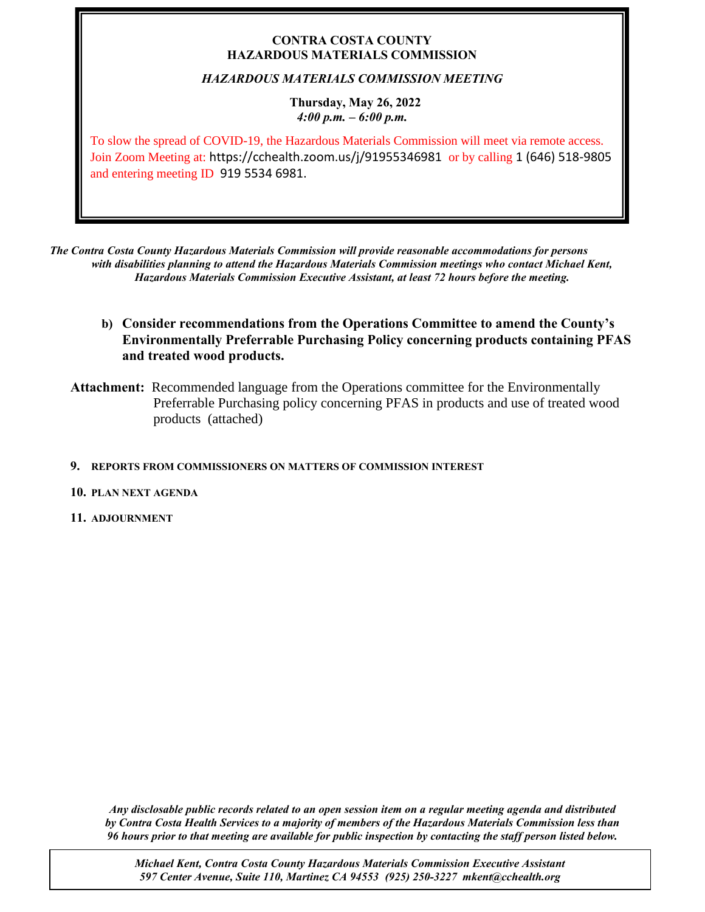**CONTRA COSTA COUNTY**
**HAZARDOUS MATERIALS COMMISSION**

***HAZARDOUS MATERIALS COMMISSION MEETING***

**Thursday, May 26, 2022**
***4:00 p.m. – 6:00 p.m.***

To slow the spread of COVID-19, the Hazardous Materials Commission will meet via remote access. Join Zoom Meeting at: https://cchealth.zoom.us/j/91955346981 or by calling 1 (646) 518-9805 and entering meeting ID 919 5534 6981.

***The Contra Costa County Hazardous Materials Commission will provide reasonable accommodations for persons with disabilities planning to attend the Hazardous Materials Commission meetings who contact Michael Kent, Hazardous Materials Commission Executive Assistant, at least 72 hours before the meeting.***

**b) Consider recommendations from the Operations Committee to amend the County's Environmentally Preferrable Purchasing Policy concerning products containing PFAS and treated wood products.**

**Attachment:** Recommended language from the Operations committee for the Environmentally Preferrable Purchasing policy concerning PFAS in products and use of treated wood products (attached)

**9. REPORTS FROM COMMISSIONERS ON MATTERS OF COMMISSION INTEREST**

**10. PLAN NEXT AGENDA**

**11. ADJOURNMENT**

***Any disclosable public records related to an open session item on a regular meeting agenda and distributed by Contra Costa Health Services to a majority of members of the Hazardous Materials Commission less than 96 hours prior to that meeting are available for public inspection by contacting the staff person listed below.***

***Michael Kent, Contra Costa County Hazardous Materials Commission Executive Assistant***
***597 Center Avenue, Suite 110, Martinez CA 94553 (925) 250-3227 mkent@cchealth.org***